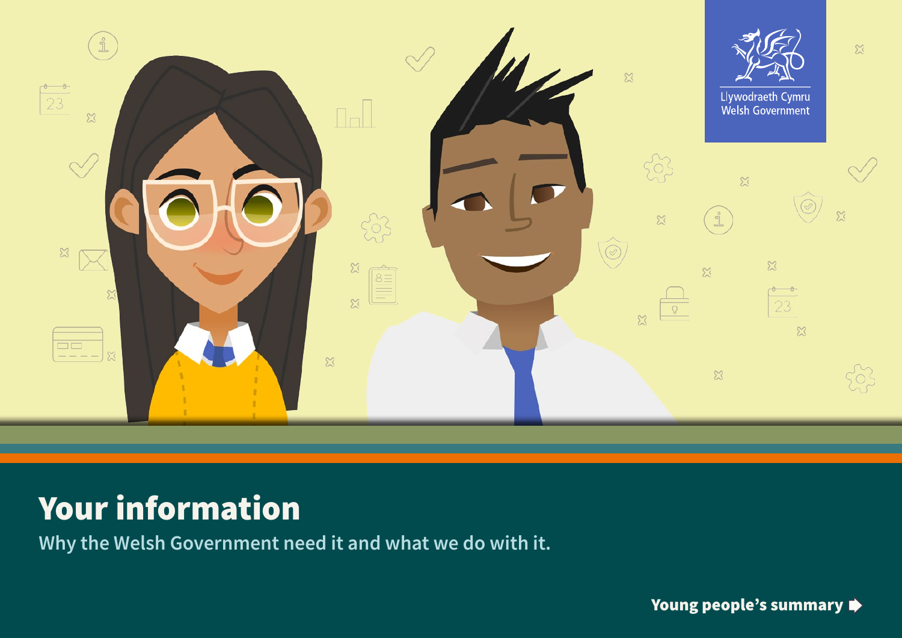Llywodraeth Cymru
Welsh Government

# Your information

Why the Welsh Government need it and what we do with it.

**Young people's summary**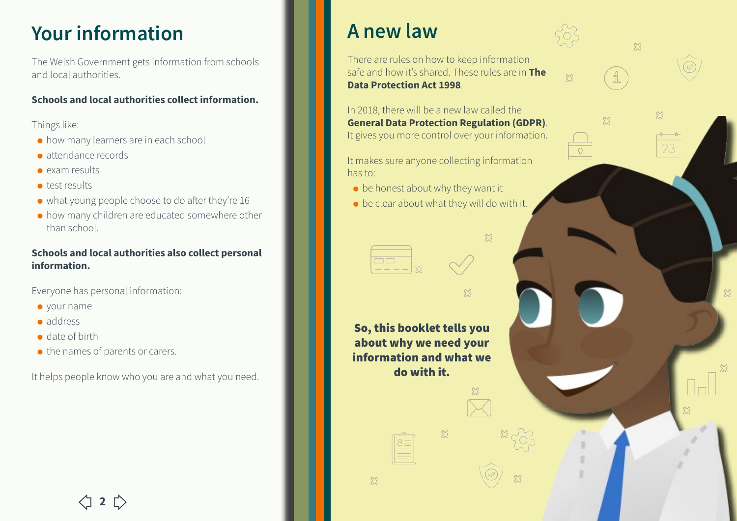# Your information

The Welsh Government gets information from schools and local authorities.

**Schools and local authorities collect information.**

Things like:

- how many learners are in each school
- attendance records
- exam results
- test results
- what young people choose to do after they're 16
- how many children are educated somewhere other than school.

**Schools and local authorities also collect personal information.**

Everyone has personal information:

- your name
- address
- date of birth
- the names of parents or carers.

It helps people know who you are and what you need.

# A new law

There are rules on how to keep information safe and how it's shared. These rules are in **The Data Protection Act 1998**.

In 2018, there will be a new law called the **General Data Protection Regulation (GDPR)**. It gives you more control over your information.

It makes sure anyone collecting information has to:

- be honest about why they want it
- be clear about what they will do with it.

**So, this booklet tells you about why we need your information and what we do with it.**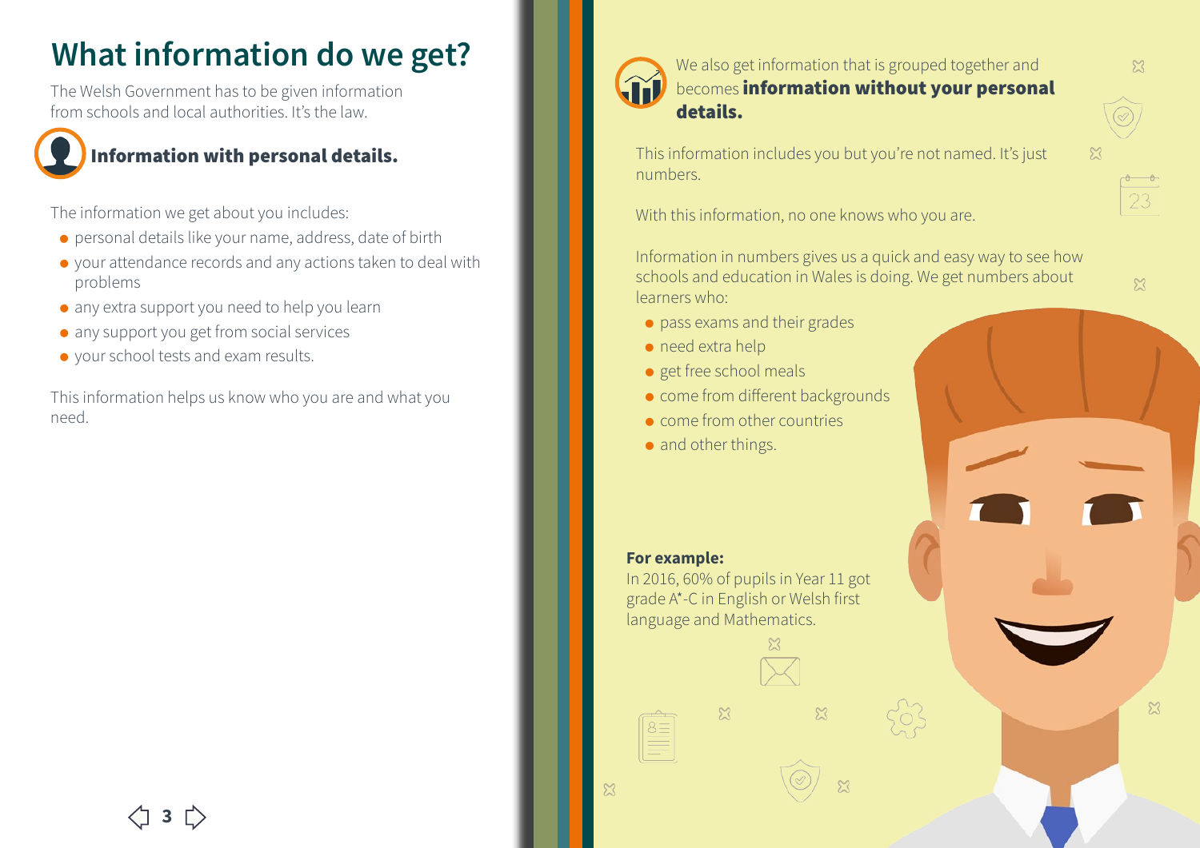# What information do we get?

The Welsh Government has to be given information from schools and local authorities. It's the law.

## Information with personal details.

The information we get about you includes:

- personal details like your name, address, date of birth
- your attendance records and any actions taken to deal with problems
- any extra support you need to help you learn
- any support you get from social services
- your school tests and exam results.

This information helps us know who you are and what you need.

We also get information that is grouped together and becomes **information without your personal details.**

This information includes you but you're not named. It's just numbers.

With this information, no one knows who you are.

Information in numbers gives us a quick and easy way to see how schools and education in Wales is doing. We get numbers about learners who:

- pass exams and their grades
- need extra help
- get free school meals
- come from different backgrounds
- come from other countries
- and other things.

**For example:**
In 2016, 60% of pupils in Year 11 got grade A*-C in English or Welsh first language and Mathematics.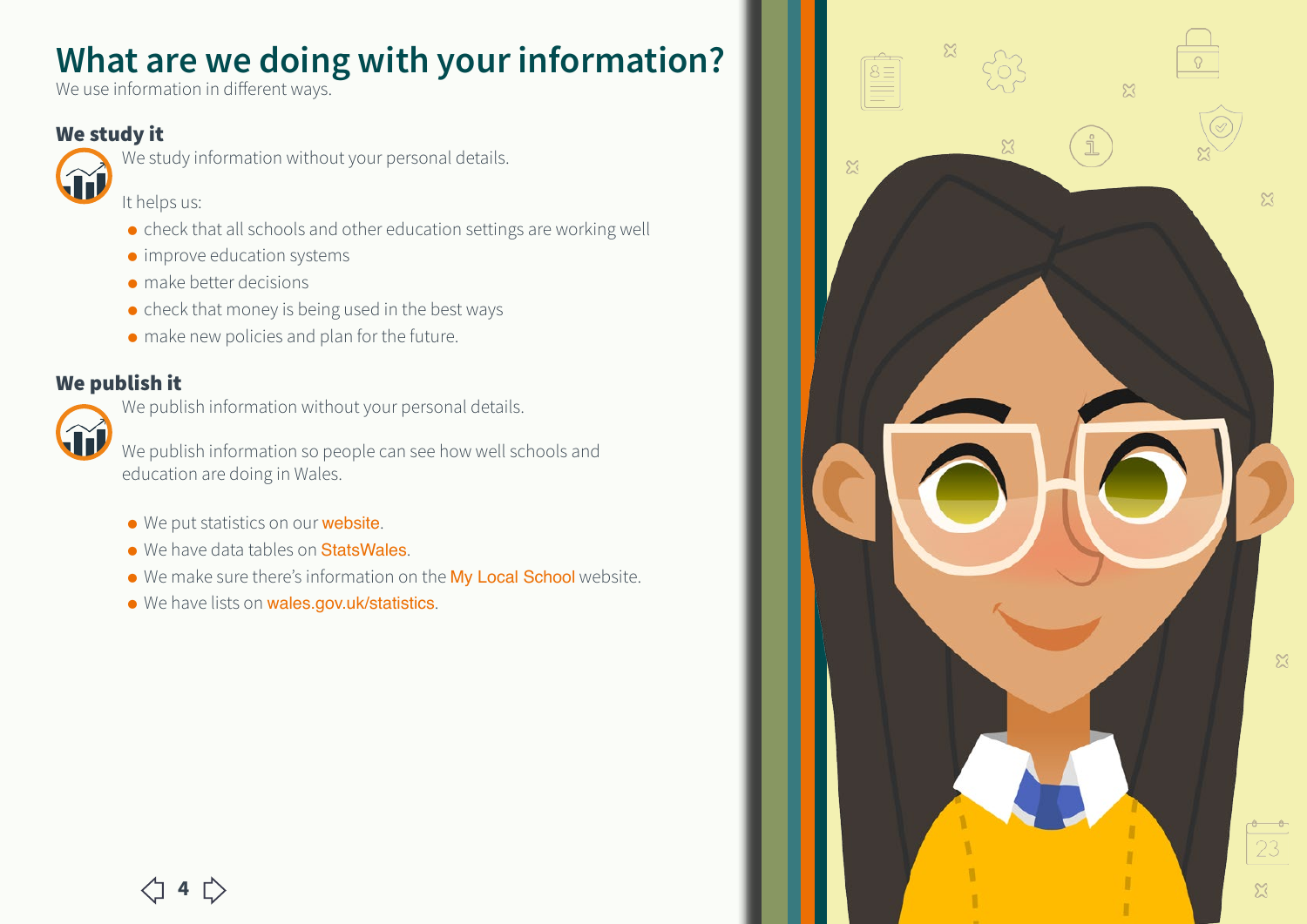# What are we doing with your information?

We use information in different ways.

## We study it

We study information without your personal details.

It helps us:

- check that all schools and other education settings are working well
- improve education systems
- make better decisions
- check that money is being used in the best ways
- make new policies and plan for the future.

## We publish it

We publish information without your personal details.

We publish information so people can see how well schools and education are doing in Wales.

- We put statistics on our website.
- We have data tables on StatsWales.
- We make sure there's information on the My Local School website.
- We have lists on wales.gov.uk/statistics.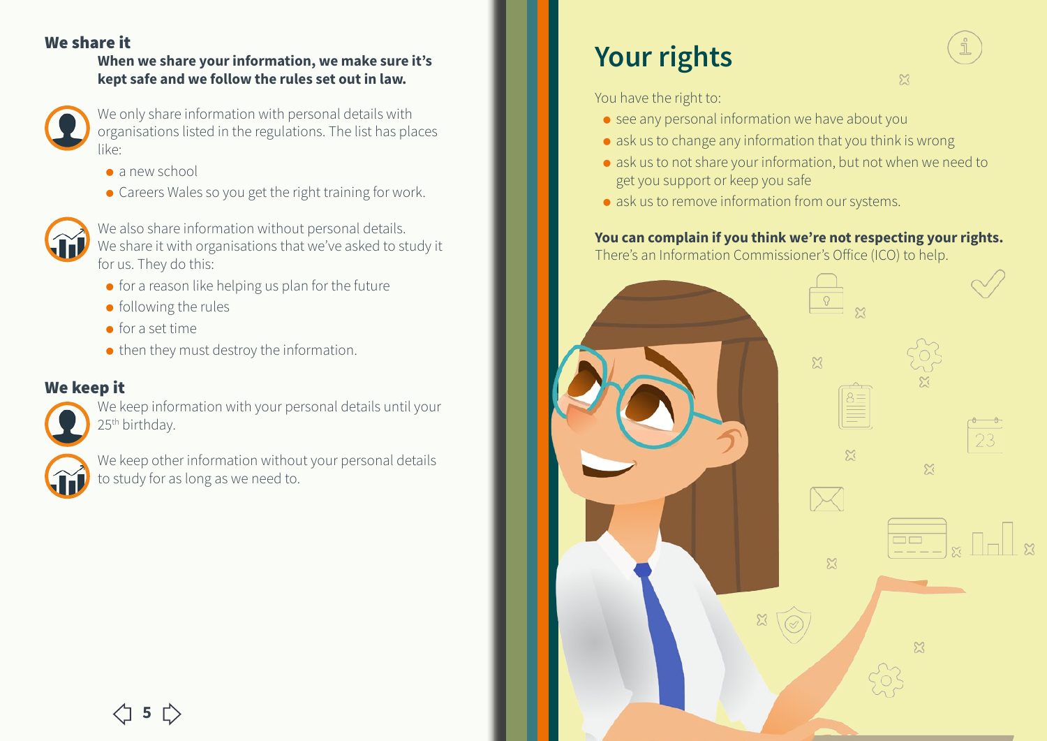## We share it

**When we share your information, we make sure it's kept safe and we follow the rules set out in law.**

We only share information with personal details with organisations listed in the regulations. The list has places like:

- a new school
- Careers Wales so you get the right training for work.

We also share information without personal details. We share it with organisations that we've asked to study it for us. They do this:

- for a reason like helping us plan for the future
- following the rules
- for a set time
- then they must destroy the information.

## We keep it

We keep information with your personal details until your 25th birthday.

We keep other information without your personal details to study for as long as we need to.

# Your rights

You have the right to:

- see any personal information we have about you
- ask us to change any information that you think is wrong
- ask us to not share your information, but not when we need to get you support or keep you safe
- ask us to remove information from our systems.

**You can complain if you think we're not respecting your rights.** There's an Information Commissioner's Office (ICO) to help.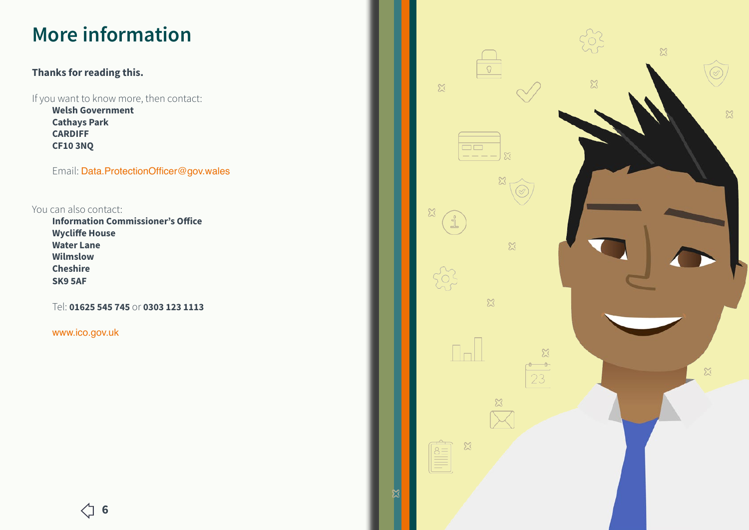# More information

**Thanks for reading this.**

If you want to know more, then contact:

**Welsh Government**
**Cathays Park**
**CARDIFF**
**CF10 3NQ**

Email: Data.ProtectionOfficer@gov.wales

You can also contact:

**Information Commissioner's Office**
**Wycliffe House**
**Water Lane**
**Wilmslow**
**Cheshire**
**SK9 5AF**

Tel: **01625 545 745** or **0303 123 1113**

www.ico.gov.uk